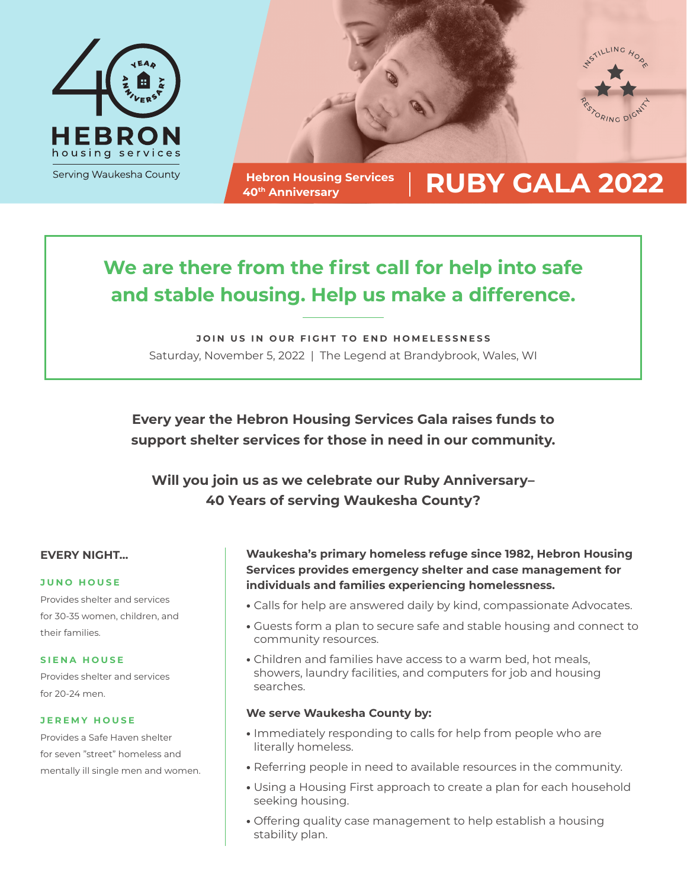40 YEAR ANNIVERSARY

# HEBRON
housing services

Serving Waukesha County

INSTILLING HOPE RESTORING DIGNITY

Hebron Housing Services 40th Anniversary | **RUBY GALA 2022**

## We are there from the first call for help into safe and stable housing. Help us make a difference.

**JOIN US IN OUR FIGHT TO END HOMELESSNESS**

Saturday, November 5, 2022 | The Legend at Brandybrook, Wales, WI

**Every year the Hebron Housing Services Gala raises funds to support shelter services for those in need in our community.**

**Will you join us as we celebrate our Ruby Anniversary– 40 Years of serving Waukesha County?**

**EVERY NIGHT...**

**JUNO HOUSE**
Provides shelter and services for 30-35 women, children, and their families.

**SIENA HOUSE**
Provides shelter and services for 20-24 men.

**JEREMY HOUSE**
Provides a Safe Haven shelter for seven "street" homeless and mentally ill single men and women.

**Waukesha's primary homeless refuge since 1982, Hebron Housing Services provides emergency shelter and case management for individuals and families experiencing homelessness.**

- Calls for help are answered daily by kind, compassionate Advocates.
- Guests form a plan to secure safe and stable housing and connect to community resources.
- Children and families have access to a warm bed, hot meals, showers, laundry facilities, and computers for job and housing searches.

**We serve Waukesha County by:**

- Immediately responding to calls for help from people who are literally homeless.
- Referring people in need to available resources in the community.
- Using a Housing First approach to create a plan for each household seeking housing.
- Offering quality case management to help establish a housing stability plan.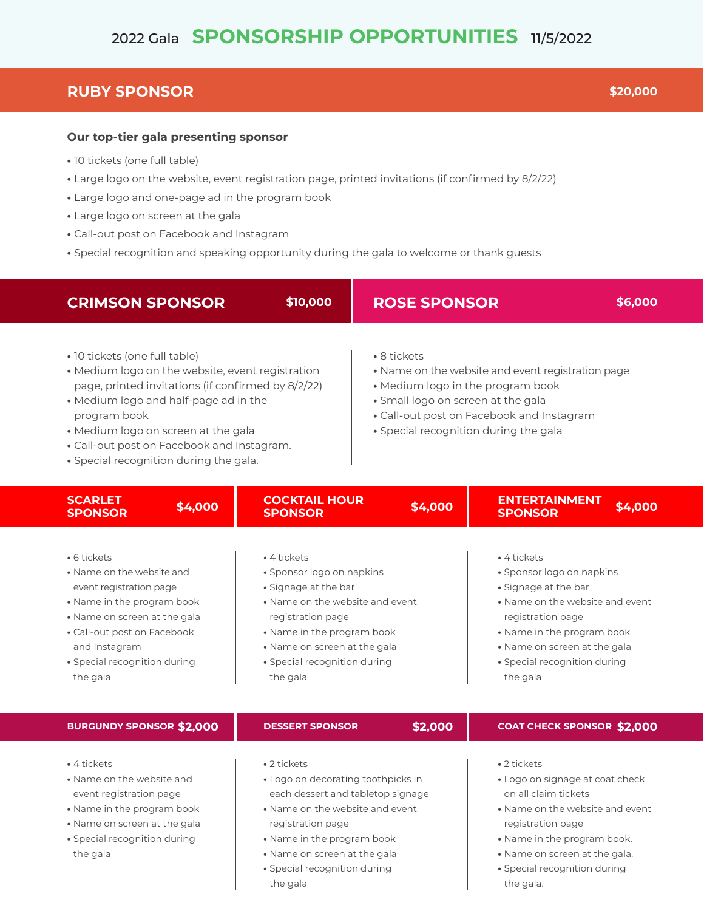# 2022 Gala SPONSORSHIP OPPORTUNITIES 11/5/2022

## RUBY SPONSOR — $20,000

**Our top-tier gala presenting sponsor**

- 10 tickets (one full table)
- Large logo on the website, event registration page, printed invitations (if confirmed by 8/2/22)
- Large logo and one-page ad in the program book
- Large logo on screen at the gala
- Call-out post on Facebook and Instagram
- Special recognition and speaking opportunity during the gala to welcome or thank guests

## CRIMSON SPONSOR — $10,000

- 10 tickets (one full table)
- Medium logo on the website, event registration page, printed invitations (if confirmed by 8/2/22)
- Medium logo and half-page ad in the program book
- Medium logo on screen at the gala
- Call-out post on Facebook and Instagram.
- Special recognition during the gala.

## ROSE SPONSOR — $6,000

- 8 tickets
- Name on the website and event registration page
- Medium logo in the program book
- Small logo on screen at the gala
- Call-out post on Facebook and Instagram
- Special recognition during the gala

## SCARLET SPONSOR — $4,000

- 6 tickets
- Name on the website and event registration page
- Name in the program book
- Name on screen at the gala
- Call-out post on Facebook and Instagram
- Special recognition during the gala

## COCKTAIL HOUR SPONSOR — $4,000

- 4 tickets
- Sponsor logo on napkins
- Signage at the bar
- Name on the website and event registration page
- Name in the program book
- Name on screen at the gala
- Special recognition during the gala

## ENTERTAINMENT SPONSOR — $4,000

- 4 tickets
- Sponsor logo on napkins
- Signage at the bar
- Name on the website and event registration page
- Name in the program book
- Name on screen at the gala
- Special recognition during the gala

## BURGUNDY SPONSOR — $2,000

- 4 tickets
- Name on the website and event registration page
- Name in the program book
- Name on screen at the gala
- Special recognition during the gala

## DESSERT SPONSOR — $2,000

- 2 tickets
- Logo on decorating toothpicks in each dessert and tabletop signage
- Name on the website and event registration page
- Name in the program book
- Name on screen at the gala
- Special recognition during the gala

## COAT CHECK SPONSOR — $2,000

- 2 tickets
- Logo on signage at coat check on all claim tickets
- Name on the website and event registration page
- Name in the program book.
- Name on screen at the gala.
- Special recognition during the gala.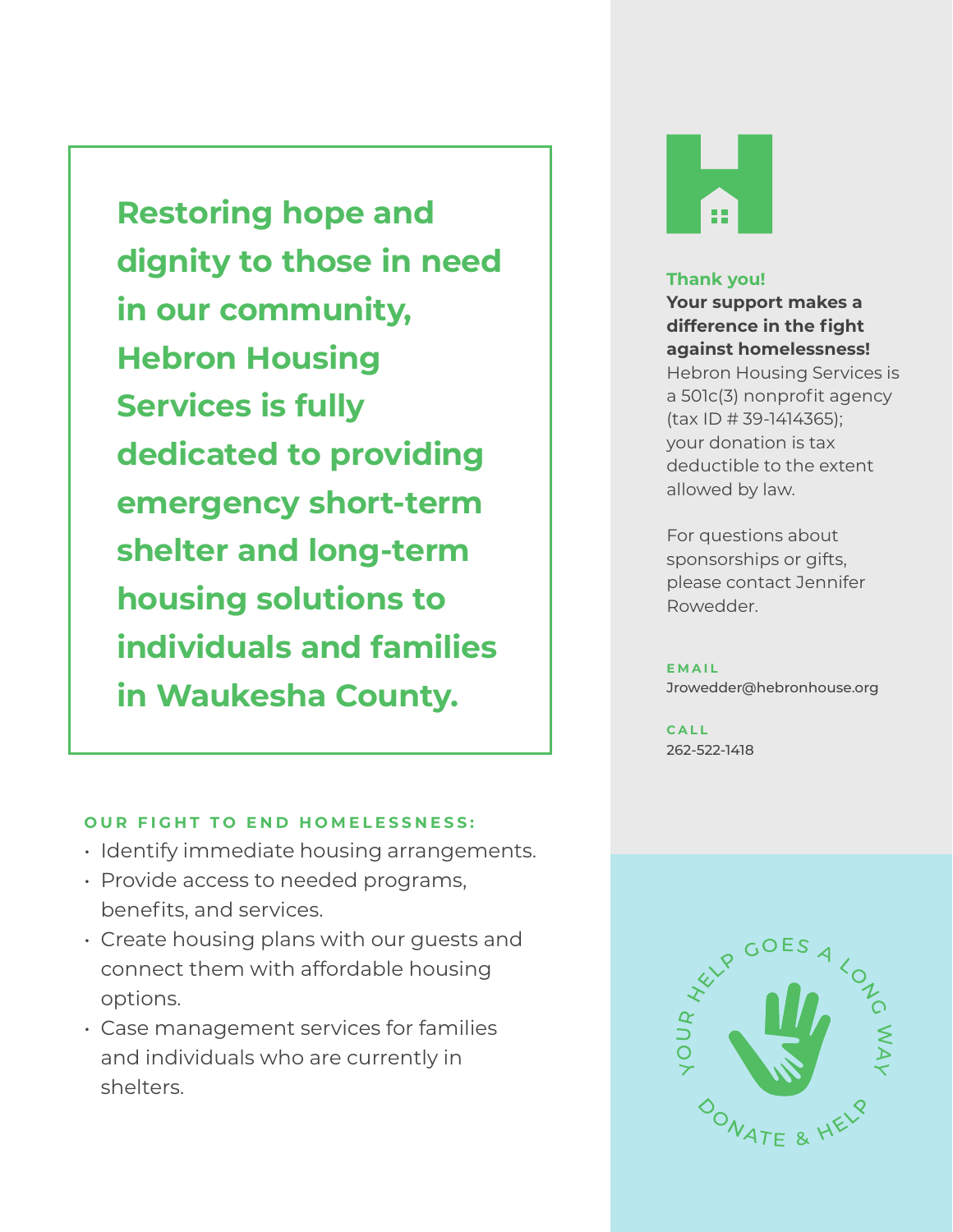**Restoring hope and dignity to those in need in our community, Hebron Housing Services is fully dedicated to providing emergency short-term shelter and long-term housing solutions to individuals and families in Waukesha County.**

### OUR FIGHT TO END HOMELESSNESS:

- Identify immediate housing arrangements.
- Provide access to needed programs, benefits, and services.
- Create housing plans with our guests and connect them with affordable housing options.
- Case management services for families and individuals who are currently in shelters.

**Thank you!**
**Your support makes a difference in the fight against homelessness!**
Hebron Housing Services is a 501c(3) nonprofit agency (tax ID # 39-1414365); your donation is tax deductible to the extent allowed by law.

For questions about sponsorships or gifts, please contact Jennifer Rowedder.

**EMAIL**
Jrowedder@hebronhouse.org

**CALL**
262-522-1418

YOUR HELP GOES A LONG WAY
DONATE & HELP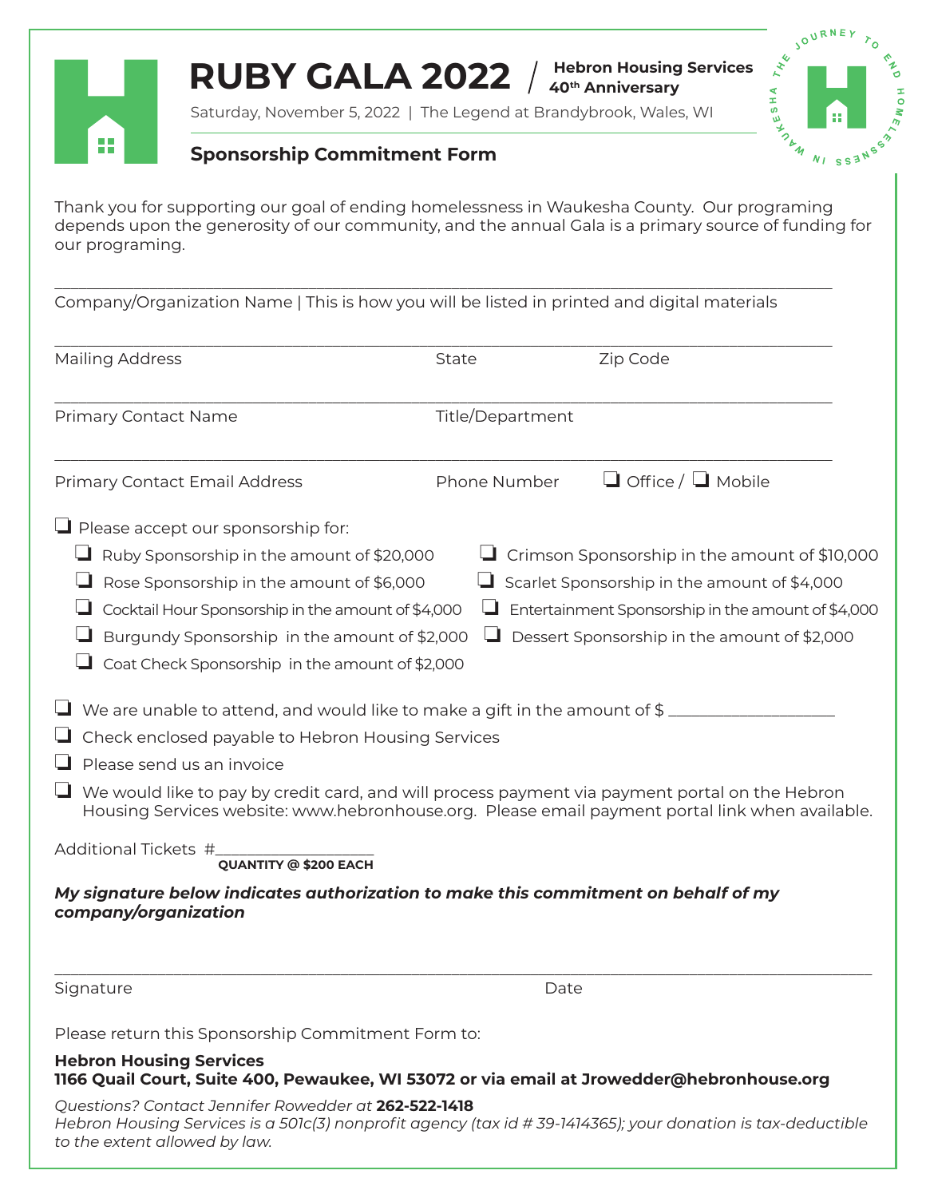# RUBY GALA 2022 / Hebron Housing Services 40th Anniversary

Saturday, November 5, 2022 | The Legend at Brandybrook, Wales, WI

THE JOURNEY TO END HOMELESSNESS IN WAUKESHA

## Sponsorship Commitment Form

Thank you for supporting our goal of ending homelessness in Waukesha County. Our programing depends upon the generosity of our community, and the annual Gala is a primary source of funding for our programing.

______________________________________________________________________________
Company/Organization Name | This is how you will be listed in printed and digital materials

______________________________________________________________________________
Mailing Address    State    Zip Code

______________________________________________________________________________
Primary Contact Name    Title/Department

______________________________________________________________________________
Primary Contact Email Address    Phone Number    ❑ Office / ❑ Mobile

❑ Please accept our sponsorship for:

- ❑ Ruby Sponsorship in the amount of $20,000
- ❑ Crimson Sponsorship in the amount of $10,000
- ❑ Rose Sponsorship in the amount of $6,000
- ❑ Scarlet Sponsorship in the amount of $4,000
- ❑ Cocktail Hour Sponsorship in the amount of $4,000
- ❑ Entertainment Sponsorship in the amount of $4,000
- ❑ Burgundy Sponsorship in the amount of $2,000
- ❑ Dessert Sponsorship in the amount of $2,000
- ❑ Coat Check Sponsorship in the amount of $2,000

❑ We are unable to attend, and would like to make a gift in the amount of $ ____________________

❑ Check enclosed payable to Hebron Housing Services

❑ Please send us an invoice

❑ We would like to pay by credit card, and will process payment via payment portal on the Hebron Housing Services website: www.hebronhouse.org. Please email payment portal link when available.

Additional Tickets #____________________
QUANTITY @ $200 EACH

***My signature below indicates authorization to make this commitment on behalf of my company/organization***

______________________________________________________________________________
Signature    Date

Please return this Sponsorship Commitment Form to:

**Hebron Housing Services**
**1166 Quail Court, Suite 400, Pewaukee, WI 53072 or via email at Jrowedder@hebronhouse.org**

*Questions? Contact Jennifer Rowedder at* **262-522-1418**
*Hebron Housing Services is a 501c(3) nonprofit agency (tax id # 39-1414365); your donation is tax-deductible to the extent allowed by law.*